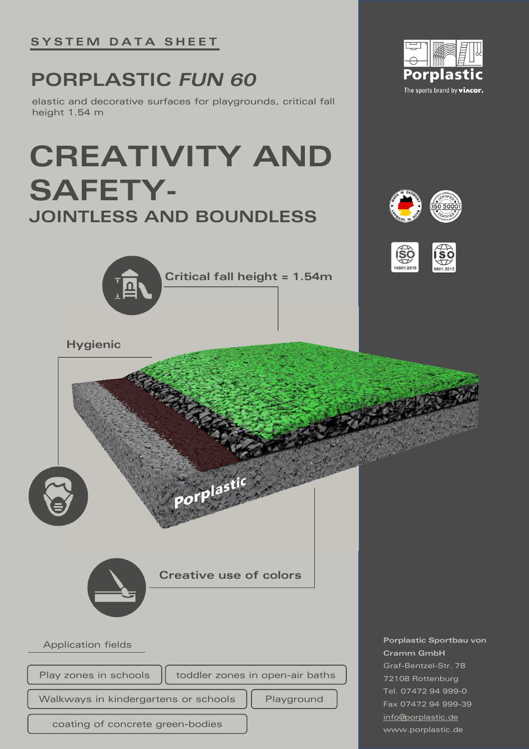SYSTEM DATA SHEET

# PORPLASTIC *FUN 60*

elastic and decorative surfaces for playgrounds, critical fall height 1.54 m

Porplastic

The sports brand by viacor.

## CREATIVITY AND SAFETY-

### JOINTLESS AND BOUNDLESS

**Critical fall height = 1.54m**

**Hygienic**

**Creative use of colors**

Application fields

- Play zones in schools
- toddler zones in open-air baths
- Walkways in kindergartens or schools
- Playground
- coating of concrete green-bodies

**Porplastic Sportbau von Cramm GmbH**
Graf-Bentzel-Str. 78
72108 Rottenburg
Tel. 07472 94 999-0
Fax 07472 94 999-39
info@porplastic.de
www.porplastic.de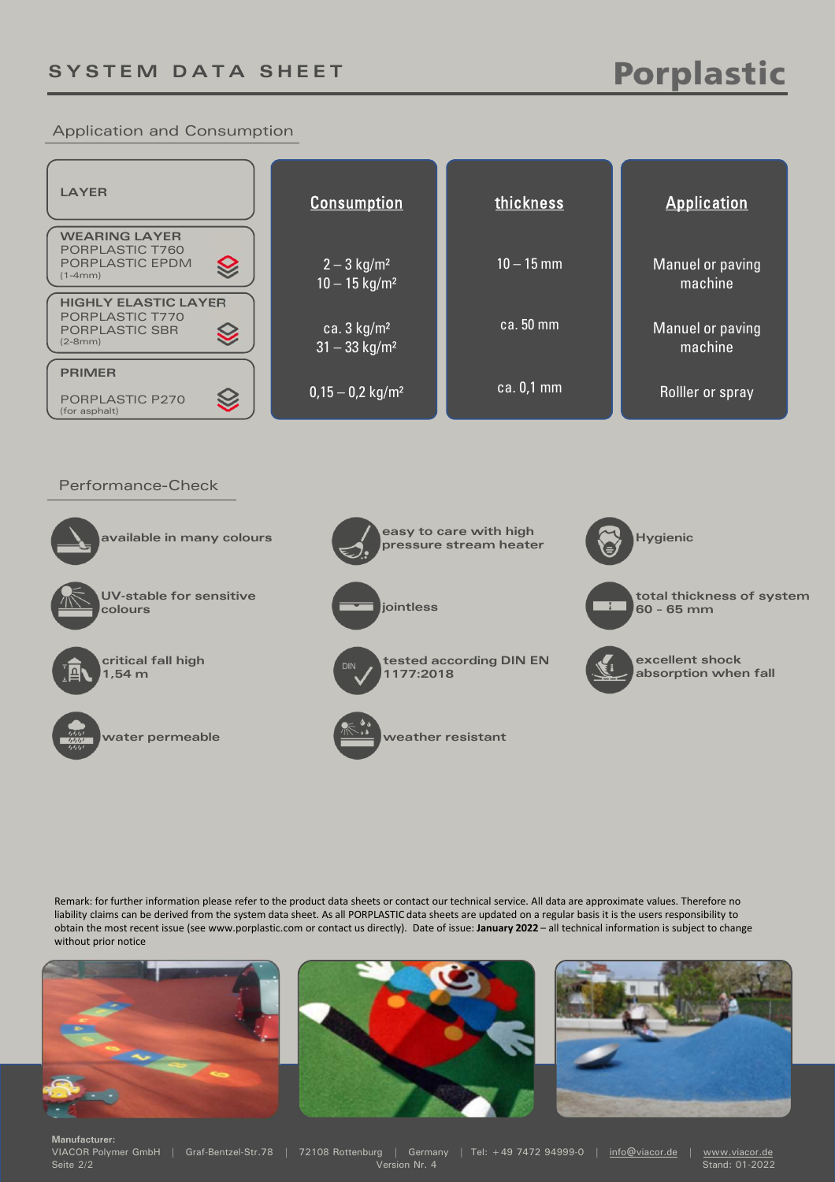# SYSTEM DATA SHEET

# Porplastic

## Application and Consumption

| LAYER | Consumption | thickness | Application |
|---|---|---|---|
| **WEARING LAYER** PORPLASTIC T760 PORPLASTIC EPDM (1-4mm) | 2 – 3 kg/m² 10 – 15 kg/m² | 10 – 15 mm | Manuel or paving machine |
| **HIGHLY ELASTIC LAYER** PORPLASTIC T770 PORPLASTIC SBR (2-8mm) | ca. 3 kg/m² 31 – 33 kg/m² | ca. 50 mm | Manuel or paving machine |
| **PRIMER** PORPLASTIC P270 (for asphalt) | 0,15 – 0,2 kg/m² | ca. 0,1 mm | Rolller or spray |

## Performance-Check

- available in many colours
- easy to care with high pressure stream heater
- Hygienic
- UV-stable for sensitive colours
- jointless
- total thickness of system 60 - 65 mm
- critical fall high 1,54 m
- tested according DIN EN 1177:2018
- excellent shock absorption when fall
- water permeable
- weather resistant

Remark: for further information please refer to the product data sheets or contact our technical service. All data are approximate values. Therefore no liability claims can be derived from the system data sheet. As all PORPLASTIC data sheets are updated on a regular basis it is the users responsibility to obtain the most recent issue (see www.porplastic.com or contact us directly). Date of issue: **January 2022** – all technical information is subject to change without prior notice

**Manufacturer:**
VIACOR Polymer GmbH | Graf-Bentzel-Str.78 | 72108 Rottenburg | Germany | Tel: +49 7472 94999-0 | info@viacor.de | www.viacor.de
Version Nr. 4 Stand: 01-2022